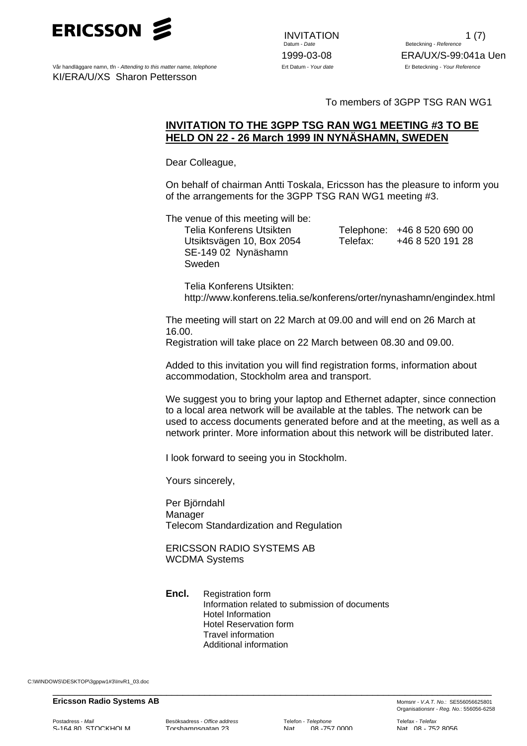ERICSSON

INVITATION

Datum - *Date*
1999-03-08

Beteckning - *Reference*
ERA/UX/S-99:041a Uen

Vår handläggare namn, tfn - *Attending to this matter name, telephone*
KI/ERA/U/XS Sharon Pettersson

Ert Datum - *Your date*

Er Beteckning - *Your Reference*

To members of 3GPP TSG RAN WG1

**INVITATION TO THE 3GPP TSG RAN WG1 MEETING #3 TO BE HELD ON 22 - 26 March 1999 IN NYNÄSHAMN, SWEDEN**

Dear Colleague,

On behalf of chairman Antti Toskala, Ericsson has the pleasure to inform you of the arrangements for the 3GPP TSG RAN WG1 meeting #3.

The venue of this meeting will be:

Telia Konferens Utsikten
Utsiktsvägen 10, Box 2054
SE-149 02 Nynäshamn
Sweden

Telephone: +46 8 520 690 00
Telefax: +46 8 520 191 28

Telia Konferens Utsikten:
http://www.konferens.telia.se/konferens/orter/nynashamn/engindex.html

The meeting will start on 22 March at 09.00 and will end on 26 March at 16.00.
Registration will take place on 22 March between 08.30 and 09.00.

Added to this invitation you will find registration forms, information about accommodation, Stockholm area and transport.

We suggest you to bring your laptop and Ethernet adapter, since connection to a local area network will be available at the tables. The network can be used to access documents generated before and at the meeting, as well as a network printer. More information about this network will be distributed later.

I look forward to seeing you in Stockholm.

Yours sincerely,

Per Björndahl
Manager
Telecom Standardization and Regulation

ERICSSON RADIO SYSTEMS AB
WCDMA Systems

**Encl.**
- Registration form
- Information related to submission of documents
- Hotel Information
- Hotel Reservation form
- Travel information
- Additional information

C:\WINDOWS\DESKTOP\3gppw1#3\InvR1_03.doc

**Ericsson Radio Systems AB**

Momsnr - *V.A.T. No.*: SE556056625801
Organisationsnr - *Reg. No.*: 556056-6258

Postadress - *Mail*: S-164 80 STOCKHOLM
Besöksadress - *Office address*: Torshamnsgatan 23
Telefon - *Telephone*: Nat 08 -757 0000
Telefax - *Telefax*: Nat 08 - 752 8056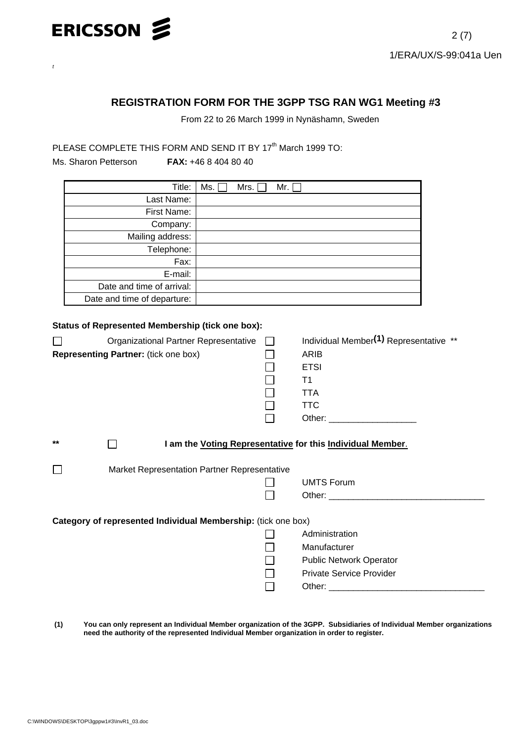## REGISTRATION FORM FOR THE 3GPP TSG RAN WG1 Meeting #3

From 22 to 26 March 1999 in Nynäshamn, Sweden

PLEASE COMPLETE THIS FORM AND SEND IT BY 17th March 1999 TO:

Ms. Sharon Petterson **FAX:** +46 8 404 80 40

| | |
|---|---|
| Title: | Ms. ☐ Mrs. ☐ Mr. ☐ |
| Last Name: | |
| First Name: | |
| Company: | |
| Mailing address: | |
| Telephone: | |
| Fax: | |
| E-mail: | |
| Date and time of arrival: | |
| Date and time of departure: | |

**Status of Represented Membership (tick one box):**

☐ Organizational Partner Representative ☐ Individual Member(1) Representative **

**Representing Partner:** (tick one box)

- ☐ ARIB
- ☐ ETSI
- ☐ T1
- ☐ TTA
- ☐ TTC
- ☐ Other: __________________

** ☐ **I am the Voting Representative for this Individual Member.**

☐ Market Representation Partner Representative

- ☐ UMTS Forum
- ☐ Other: ________________________________

**Category of represented Individual Membership:** (tick one box)

- ☐ Administration
- ☐ Manufacturer
- ☐ Public Network Operator
- ☐ Private Service Provider
- ☐ Other: ________________________________

**(1) You can only represent an Individual Member organization of the 3GPP. Subsidiaries of Individual Member organizations need the authority of the represented Individual Member organization in order to register.**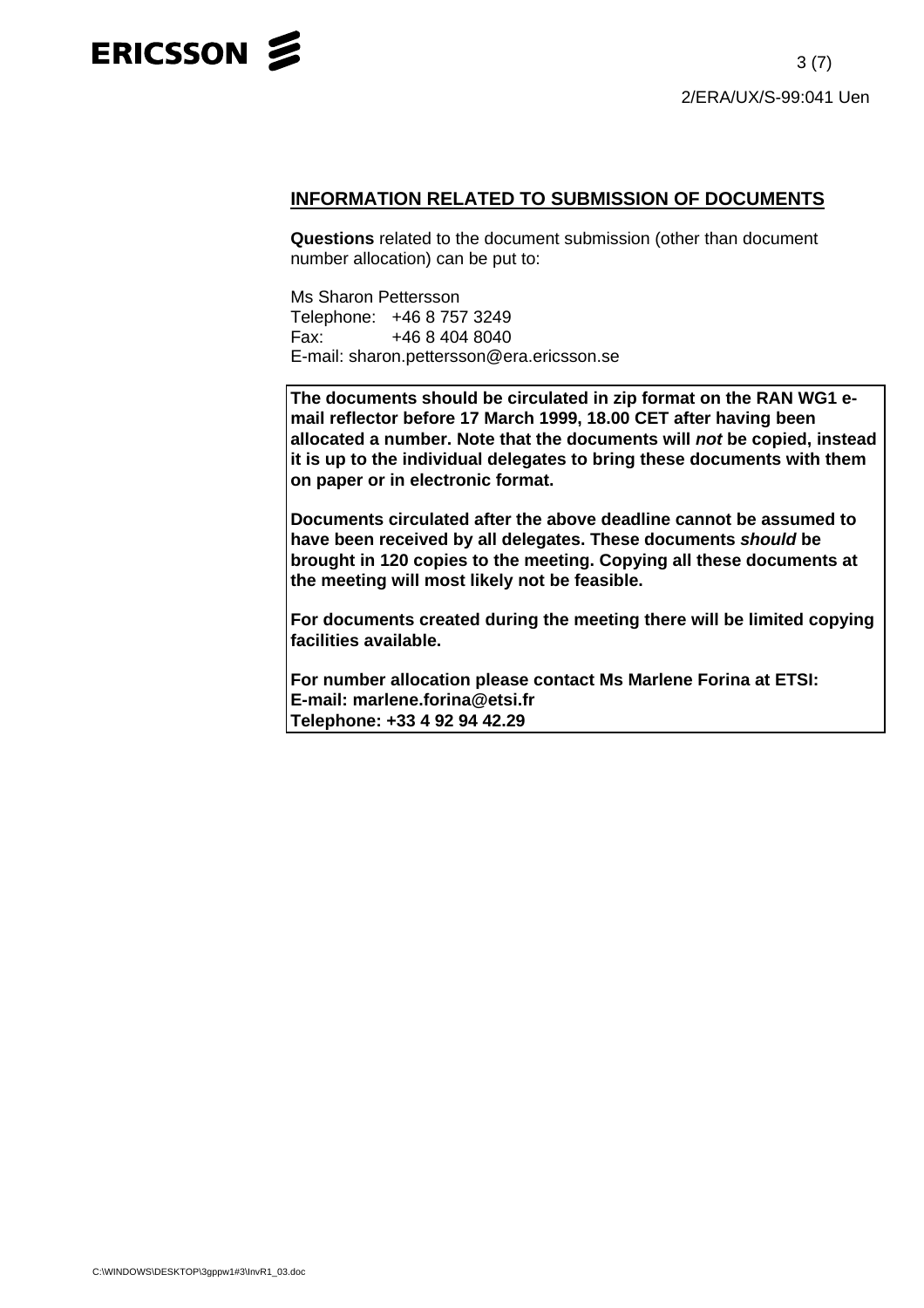## INFORMATION RELATED TO SUBMISSION OF DOCUMENTS

**Questions** related to the document submission (other than document number allocation) can be put to:

Ms Sharon Pettersson
Telephone: +46 8 757 3249
Fax: +46 8 404 8040
E-mail: sharon.pettersson@era.ericsson.se

**The documents should be circulated in zip format on the RAN WG1 e-mail reflector before 17 March 1999, 18.00 CET after having been allocated a number. Note that the documents will *not* be copied, instead it is up to the individual delegates to bring these documents with them on paper or in electronic format.**

**Documents circulated after the above deadline cannot be assumed to have been received by all delegates. These documents *should* be brought in 120 copies to the meeting. Copying all these documents at the meeting will most likely not be feasible.**

**For documents created during the meeting there will be limited copying facilities available.**

**For number allocation please contact Ms Marlene Forina at ETSI:**
**E-mail: marlene.forina@etsi.fr**
**Telephone: +33 4 92 94 42.29**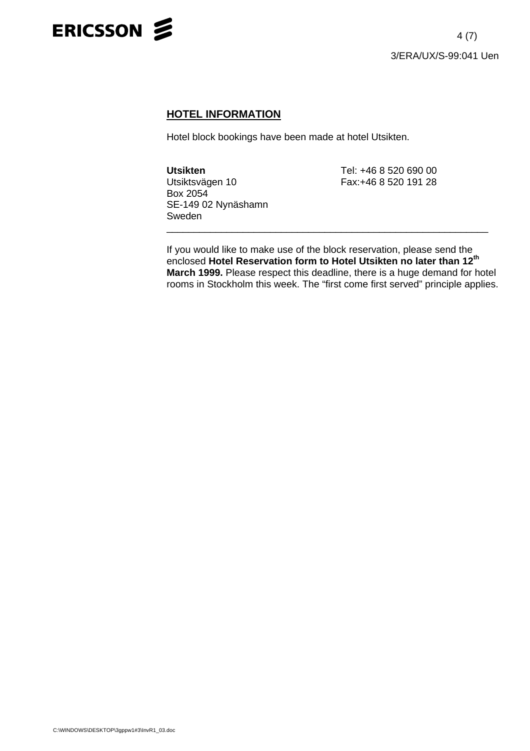## HOTEL INFORMATION

Hotel block bookings have been made at hotel Utsikten.

**Utsikten**
Utsiktsvägen 10
Box 2054
SE-149 02 Nynäshamn
Sweden

Tel: +46 8 520 690 00
Fax:+46 8 520 191 28

---

If you would like to make use of the block reservation, please send the enclosed **Hotel Reservation form to Hotel Utsikten no later than 12th March 1999.** Please respect this deadline, there is a huge demand for hotel rooms in Stockholm this week. The “first come first served” principle applies.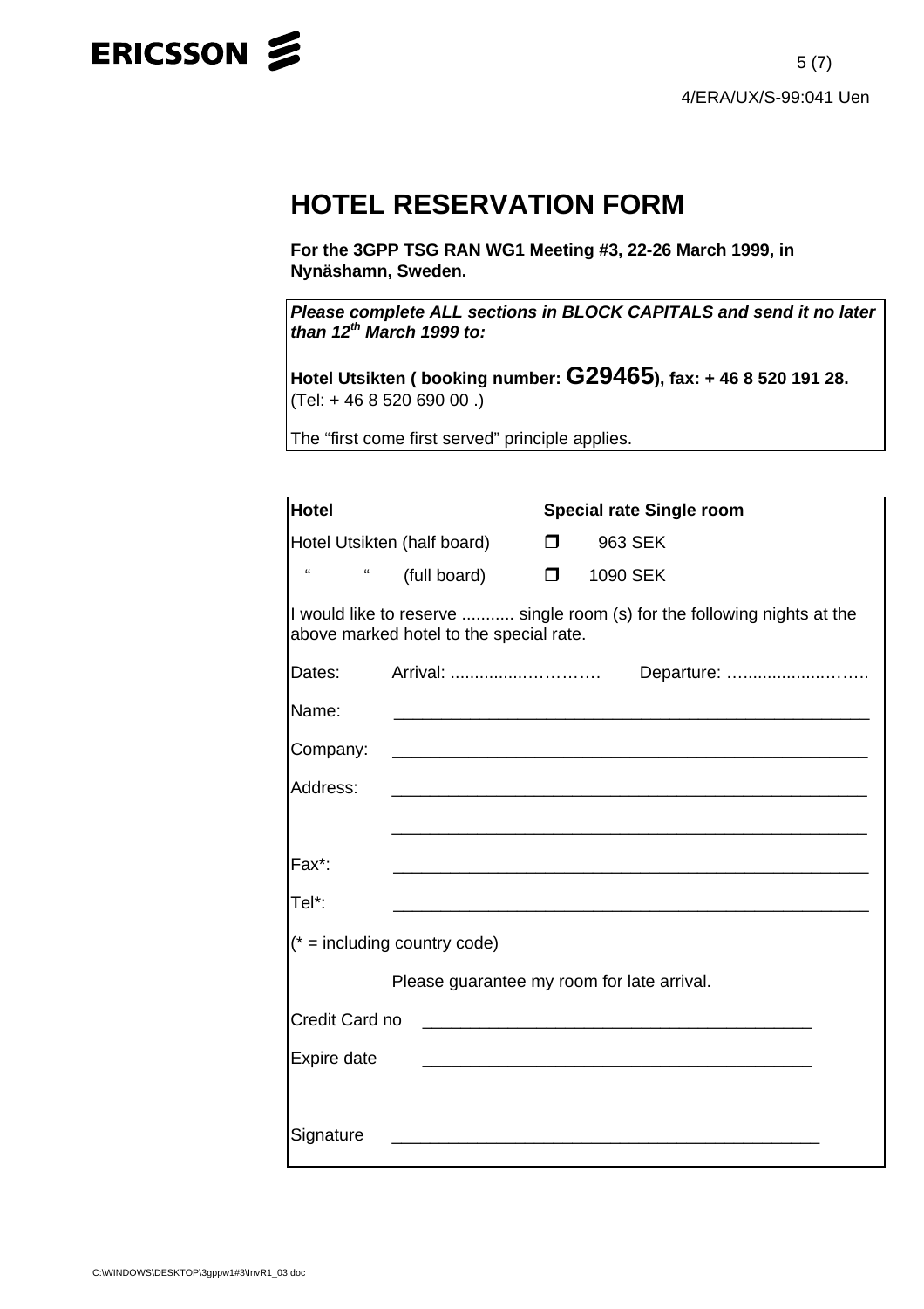# HOTEL RESERVATION FORM

**For the 3GPP TSG RAN WG1 Meeting #3, 22-26 March 1999, in Nynäshamn, Sweden.**

***Please complete ALL sections in BLOCK CAPITALS and send it no later than 12th March 1999 to:***

**Hotel Utsikten ( booking number: G29465), fax: + 46 8 520 191 28.** (Tel: + 46 8 520 690 00 .)

The "first come first served" principle applies.

| **Hotel** | | **Special rate Single room** |
|---|---|---|
| Hotel Utsikten (half board) | ❐ | 963 SEK |
| " " (full board) | ❐ | 1090 SEK |

I would like to reserve ........... single room (s) for the following nights at the above marked hotel to the special rate.

Dates: Arrival: ...............…………. Departure: …..............……..

Name: ___________________________________________________

Company: ___________________________________________________

Address: ___________________________________________________

___________________________________________________

Fax*: ___________________________________________________

Tel*: ___________________________________________________

(* = including country code)

Please guarantee my room for late arrival.

Credit Card no ________________________________________

Expire date ________________________________________

Signature ______________________________________________

C:\WINDOWS\DESKTOP\3gppw1#3\InvR1_03.doc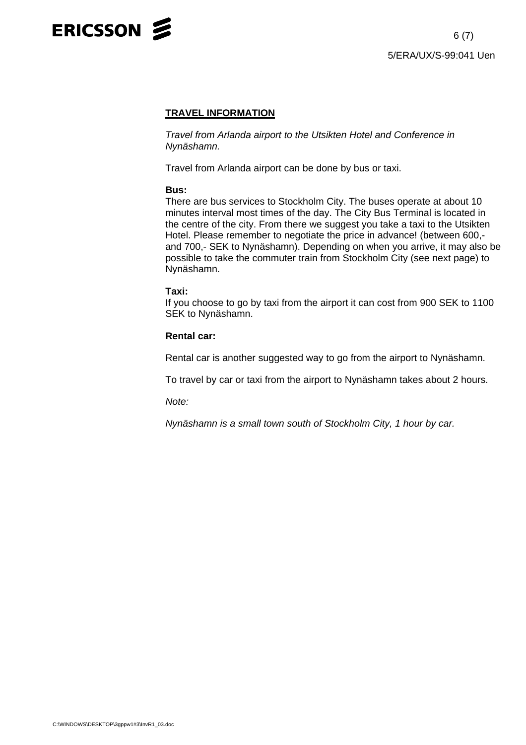## TRAVEL INFORMATION

*Travel from Arlanda airport to the Utsikten Hotel and Conference in Nynäshamn.*

Travel from Arlanda airport can be done by bus or taxi.

**Bus:**
There are bus services to Stockholm City. The buses operate at about 10 minutes interval most times of the day. The City Bus Terminal is located in the centre of the city. From there we suggest you take a taxi to the Utsikten Hotel. Please remember to negotiate the price in advance! (between 600,- and 700,- SEK to Nynäshamn). Depending on when you arrive, it may also be possible to take the commuter train from Stockholm City (see next page) to Nynäshamn.

**Taxi:**
If you choose to go by taxi from the airport it can cost from 900 SEK to 1100 SEK to Nynäshamn.

**Rental car:**

Rental car is another suggested way to go from the airport to Nynäshamn.

To travel by car or taxi from the airport to Nynäshamn takes about 2 hours.

*Note:*

*Nynäshamn is a small town south of Stockholm City, 1 hour by car.*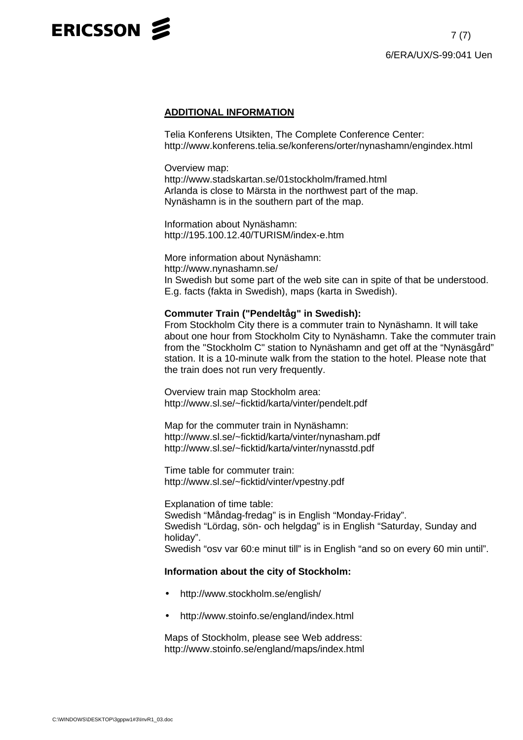## ADDITIONAL INFORMATION

Telia Konferens Utsikten, The Complete Conference Center:
http://www.konferens.telia.se/konferens/orter/nynashamn/engindex.html

Overview map:
http://www.stadskartan.se/01stockholm/framed.html
Arlanda is close to Märsta in the northwest part of the map.
Nynäshamn is in the southern part of the map.

Information about Nynäshamn:
http://195.100.12.40/TURISM/index-e.htm

More information about Nynäshamn:
http://www.nynashamn.se/
In Swedish but some part of the web site can in spite of that be understood.
E.g. facts (fakta in Swedish), maps (karta in Swedish).

**Commuter Train ("Pendeltåg" in Swedish):**
From Stockholm City there is a commuter train to Nynäshamn. It will take about one hour from Stockholm City to Nynäshamn. Take the commuter train from the "Stockholm C" station to Nynäshamn and get off at the "Nynäsgård" station. It is a 10-minute walk from the station to the hotel. Please note that the train does not run very frequently.

Overview train map Stockholm area:
http://www.sl.se/~ficktid/karta/vinter/pendelt.pdf

Map for the commuter train in Nynäshamn:
http://www.sl.se/~ficktid/karta/vinter/nynasham.pdf
http://www.sl.se/~ficktid/karta/vinter/nynasstd.pdf

Time table for commuter train:
http://www.sl.se/~ficktid/vinter/vpestny.pdf

Explanation of time table:
Swedish "Måndag-fredag" is in English "Monday-Friday".
Swedish "Lördag, sön- och helgdag" is in English "Saturday, Sunday and holiday".
Swedish "osv var 60:e minut till" is in English "and so on every 60 min until".

**Information about the city of Stockholm:**

- http://www.stockholm.se/english/
- http://www.stoinfo.se/england/index.html

Maps of Stockholm, please see Web address:
http://www.stoinfo.se/england/maps/index.html